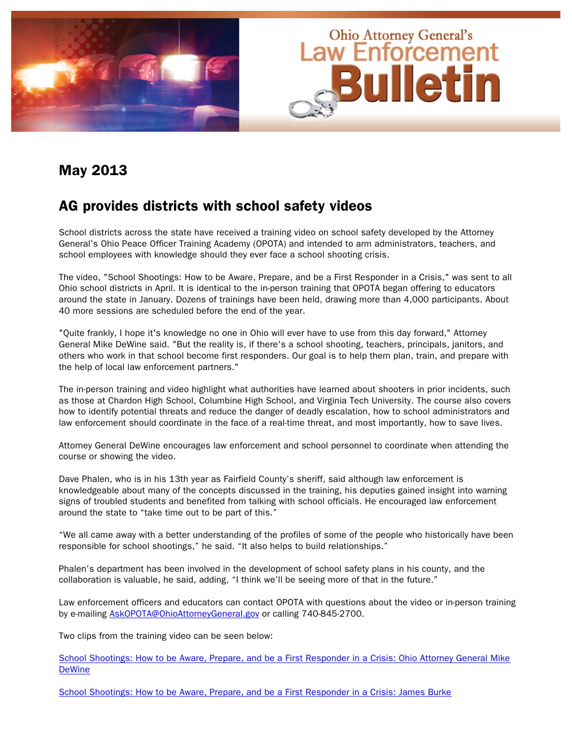# May 2013

## AG provides districts with school safety videos

School districts across the state have received a training video on school safety developed by the Attorney General's Ohio Peace Officer Training Academy (OPOTA) and intended to arm administrators, teachers, and school employees with knowledge should they ever face a school shooting crisis.

The video, "School Shootings: How to be Aware, Prepare, and be a First Responder in a Crisis," was sent to all Ohio school districts in April. It is identical to the in-person training that OPOTA began offering to educators around the state in January. Dozens of trainings have been held, drawing more than 4,000 participants. About 40 more sessions are scheduled before the end of the year.

"Quite frankly, I hope it's knowledge no one in Ohio will ever have to use from this day forward," Attorney General Mike DeWine said. "But the reality is, if there's a school shooting, teachers, principals, janitors, and others who work in that school become first responders. Our goal is to help them plan, train, and prepare with the help of local law enforcement partners."

The in-person training and video highlight what authorities have learned about shooters in prior incidents, such as those at Chardon High School, Columbine High School, and Virginia Tech University. The course also covers how to identify potential threats and reduce the danger of deadly escalation, how to school administrators and law enforcement should coordinate in the face of a real-time threat, and most importantly, how to save lives.

Attorney General DeWine encourages law enforcement and school personnel to coordinate when attending the course or showing the video.

Dave Phalen, who is in his 13th year as Fairfield County's sheriff, said although law enforcement is knowledgeable about many of the concepts discussed in the training, his deputies gained insight into warning signs of troubled students and benefited from talking with school officials. He encouraged law enforcement around the state to "take time out to be part of this."

"We all came away with a better understanding of the profiles of some of the people who historically have been responsible for school shootings," he said. "It also helps to build relationships."

Phalen's department has been involved in the development of school safety plans in his county, and the collaboration is valuable, he said, adding, "I think we'll be seeing more of that in the future."

Law enforcement officers and educators can contact OPOTA with questions about the video or in-person training by e-mailing [AskOPOTA@OhioAttorneyGeneral.gov](mailto:AskOPOTA@OhioAttorneyGeneral.gov) or calling 740-845-2700.

Two clips from the training video can be seen below:

[School Shootings: How to be Aware, Prepare, and be a First Responder in a Crisis: Ohio Attorney General Mike DeWine]()

[School Shootings: How to be Aware, Prepare, and be a First Responder in a Crisis: James Burke]()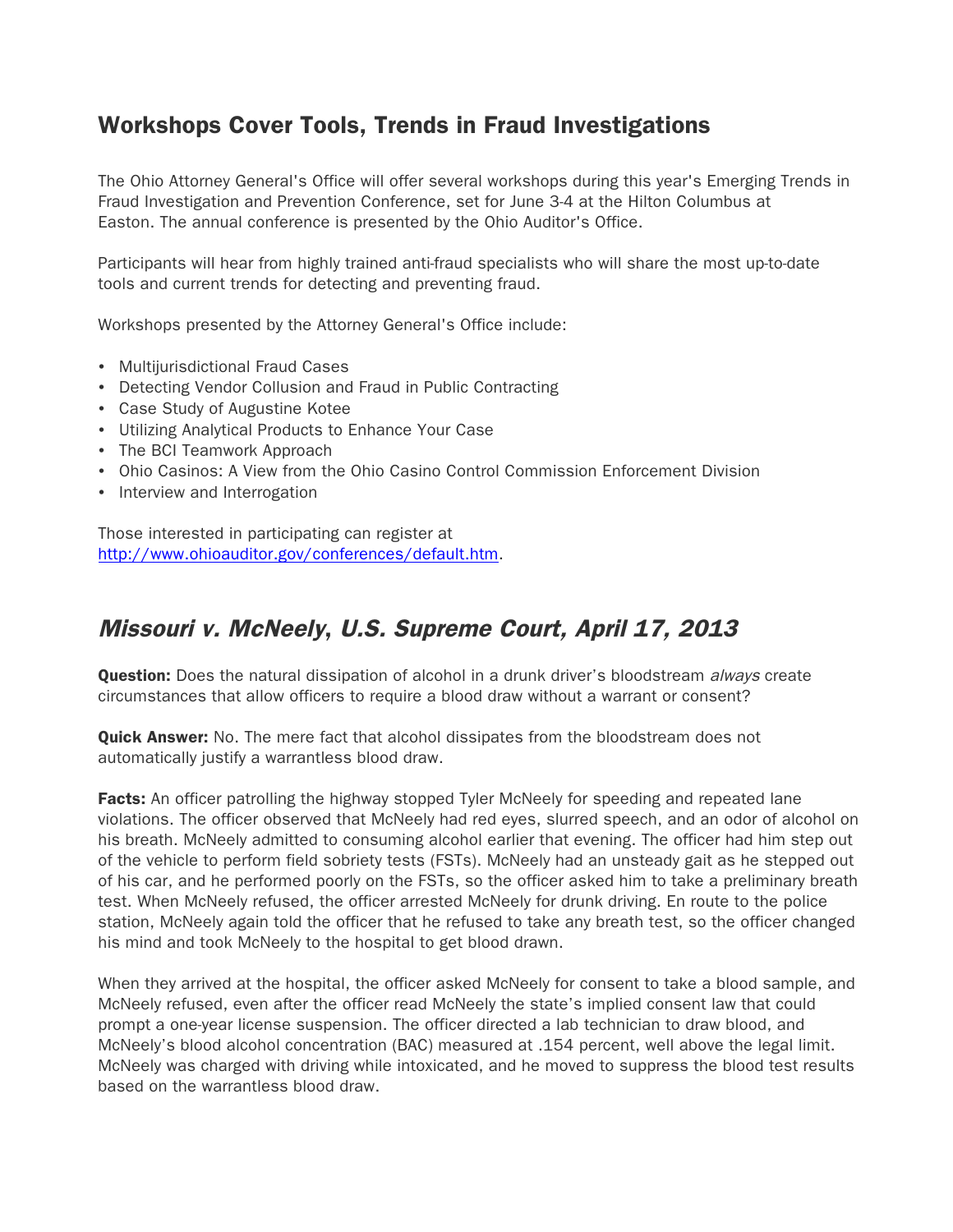## Workshops Cover Tools, Trends in Fraud Investigations

The Ohio Attorney General's Office will offer several workshops during this year's Emerging Trends in Fraud Investigation and Prevention Conference, set for June 3-4 at the Hilton Columbus at Easton. The annual conference is presented by the Ohio Auditor's Office.

Participants will hear from highly trained anti-fraud specialists who will share the most up-to-date tools and current trends for detecting and preventing fraud.

Workshops presented by the Attorney General's Office include:

- Multijurisdictional Fraud Cases
- Detecting Vendor Collusion and Fraud in Public Contracting
- Case Study of Augustine Kotee
- Utilizing Analytical Products to Enhance Your Case
- The BCI Teamwork Approach
- Ohio Casinos: A View from the Ohio Casino Control Commission Enforcement Division
- Interview and Interrogation

Those interested in participating can register at [http://www.ohioauditor.gov/conferences/default.htm](http://www.ohioauditor.gov/conferences/default.htm).

## *Missouri v. McNeely*, U.S. Supreme Court, April 17, 2013

**Question:** Does the natural dissipation of alcohol in a drunk driver's bloodstream *always* create circumstances that allow officers to require a blood draw without a warrant or consent?

**Quick Answer:** No. The mere fact that alcohol dissipates from the bloodstream does not automatically justify a warrantless blood draw.

**Facts:** An officer patrolling the highway stopped Tyler McNeely for speeding and repeated lane violations. The officer observed that McNeely had red eyes, slurred speech, and an odor of alcohol on his breath. McNeely admitted to consuming alcohol earlier that evening. The officer had him step out of the vehicle to perform field sobriety tests (FSTs). McNeely had an unsteady gait as he stepped out of his car, and he performed poorly on the FSTs, so the officer asked him to take a preliminary breath test. When McNeely refused, the officer arrested McNeely for drunk driving. En route to the police station, McNeely again told the officer that he refused to take any breath test, so the officer changed his mind and took McNeely to the hospital to get blood drawn.

When they arrived at the hospital, the officer asked McNeely for consent to take a blood sample, and McNeely refused, even after the officer read McNeely the state's implied consent law that could prompt a one-year license suspension. The officer directed a lab technician to draw blood, and McNeely's blood alcohol concentration (BAC) measured at .154 percent, well above the legal limit. McNeely was charged with driving while intoxicated, and he moved to suppress the blood test results based on the warrantless blood draw.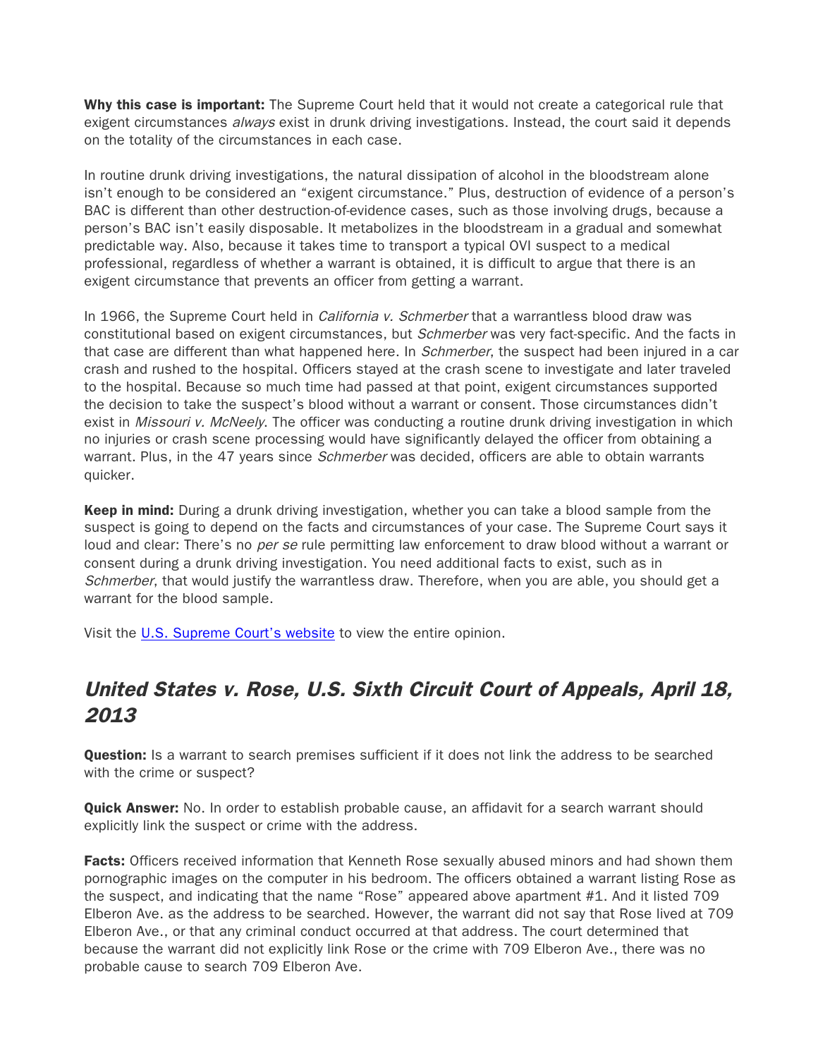**Why this case is important:** The Supreme Court held that it would not create a categorical rule that exigent circumstances *always* exist in drunk driving investigations. Instead, the court said it depends on the totality of the circumstances in each case.

In routine drunk driving investigations, the natural dissipation of alcohol in the bloodstream alone isn't enough to be considered an "exigent circumstance." Plus, destruction of evidence of a person's BAC is different than other destruction-of-evidence cases, such as those involving drugs, because a person's BAC isn't easily disposable. It metabolizes in the bloodstream in a gradual and somewhat predictable way. Also, because it takes time to transport a typical OVI suspect to a medical professional, regardless of whether a warrant is obtained, it is difficult to argue that there is an exigent circumstance that prevents an officer from getting a warrant.

In 1966, the Supreme Court held in *California v. Schmerber* that a warrantless blood draw was constitutional based on exigent circumstances, but *Schmerber* was very fact-specific. And the facts in that case are different than what happened here. In *Schmerber*, the suspect had been injured in a car crash and rushed to the hospital. Officers stayed at the crash scene to investigate and later traveled to the hospital. Because so much time had passed at that point, exigent circumstances supported the decision to take the suspect's blood without a warrant or consent. Those circumstances didn't exist in *Missouri v. McNeely*. The officer was conducting a routine drunk driving investigation in which no injuries or crash scene processing would have significantly delayed the officer from obtaining a warrant. Plus, in the 47 years since *Schmerber* was decided, officers are able to obtain warrants quicker.

**Keep in mind:** During a drunk driving investigation, whether you can take a blood sample from the suspect is going to depend on the facts and circumstances of your case. The Supreme Court says it loud and clear: There's no *per se* rule permitting law enforcement to draw blood without a warrant or consent during a drunk driving investigation. You need additional facts to exist, such as in *Schmerber*, that would justify the warrantless draw. Therefore, when you are able, you should get a warrant for the blood sample.

Visit the [U.S. Supreme Court's website]() to view the entire opinion.

## *United States v. Rose, U.S. Sixth Circuit Court of Appeals, April 18, 2013*

**Question:** Is a warrant to search premises sufficient if it does not link the address to be searched with the crime or suspect?

**Quick Answer:** No. In order to establish probable cause, an affidavit for a search warrant should explicitly link the suspect or crime with the address.

**Facts:** Officers received information that Kenneth Rose sexually abused minors and had shown them pornographic images on the computer in his bedroom. The officers obtained a warrant listing Rose as the suspect, and indicating that the name "Rose" appeared above apartment #1. And it listed 709 Elberon Ave. as the address to be searched. However, the warrant did not say that Rose lived at 709 Elberon Ave., or that any criminal conduct occurred at that address. The court determined that because the warrant did not explicitly link Rose or the crime with 709 Elberon Ave., there was no probable cause to search 709 Elberon Ave.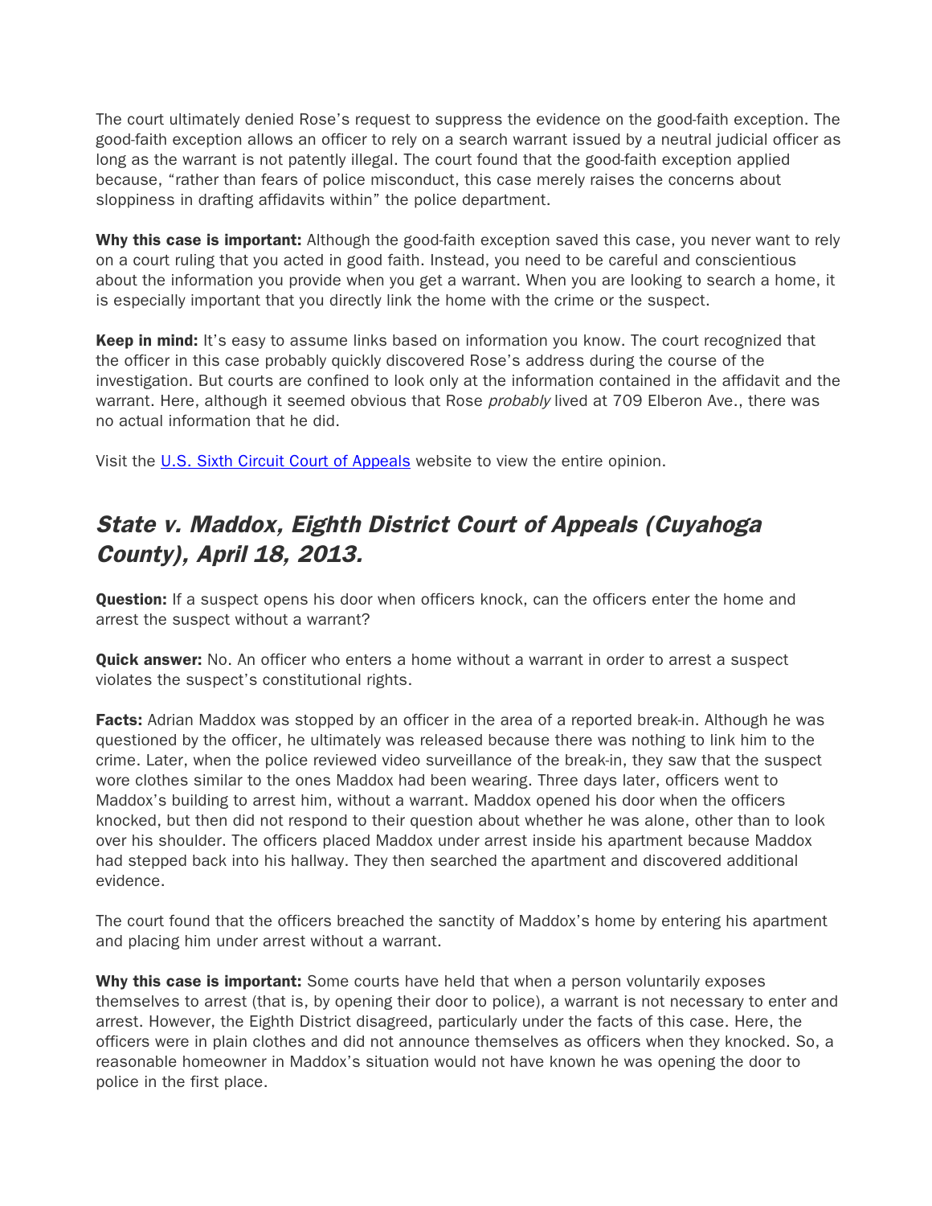The court ultimately denied Rose's request to suppress the evidence on the good-faith exception. The good-faith exception allows an officer to rely on a search warrant issued by a neutral judicial officer as long as the warrant is not patently illegal. The court found that the good-faith exception applied because, "rather than fears of police misconduct, this case merely raises the concerns about sloppiness in drafting affidavits within" the police department.

**Why this case is important:** Although the good-faith exception saved this case, you never want to rely on a court ruling that you acted in good faith. Instead, you need to be careful and conscientious about the information you provide when you get a warrant. When you are looking to search a home, it is especially important that you directly link the home with the crime or the suspect.

**Keep in mind:** It's easy to assume links based on information you know. The court recognized that the officer in this case probably quickly discovered Rose's address during the course of the investigation. But courts are confined to look only at the information contained in the affidavit and the warrant. Here, although it seemed obvious that Rose *probably* lived at 709 Elberon Ave., there was no actual information that he did.

Visit the [U.S. Sixth Circuit Court of Appeals]() website to view the entire opinion.

## *State v. Maddox, Eighth District Court of Appeals (Cuyahoga County), April 18, 2013.*

**Question:** If a suspect opens his door when officers knock, can the officers enter the home and arrest the suspect without a warrant?

**Quick answer:** No. An officer who enters a home without a warrant in order to arrest a suspect violates the suspect's constitutional rights.

**Facts:** Adrian Maddox was stopped by an officer in the area of a reported break-in. Although he was questioned by the officer, he ultimately was released because there was nothing to link him to the crime. Later, when the police reviewed video surveillance of the break-in, they saw that the suspect wore clothes similar to the ones Maddox had been wearing. Three days later, officers went to Maddox's building to arrest him, without a warrant. Maddox opened his door when the officers knocked, but then did not respond to their question about whether he was alone, other than to look over his shoulder. The officers placed Maddox under arrest inside his apartment because Maddox had stepped back into his hallway. They then searched the apartment and discovered additional evidence.

The court found that the officers breached the sanctity of Maddox's home by entering his apartment and placing him under arrest without a warrant.

**Why this case is important:** Some courts have held that when a person voluntarily exposes themselves to arrest (that is, by opening their door to police), a warrant is not necessary to enter and arrest. However, the Eighth District disagreed, particularly under the facts of this case. Here, the officers were in plain clothes and did not announce themselves as officers when they knocked. So, a reasonable homeowner in Maddox's situation would not have known he was opening the door to police in the first place.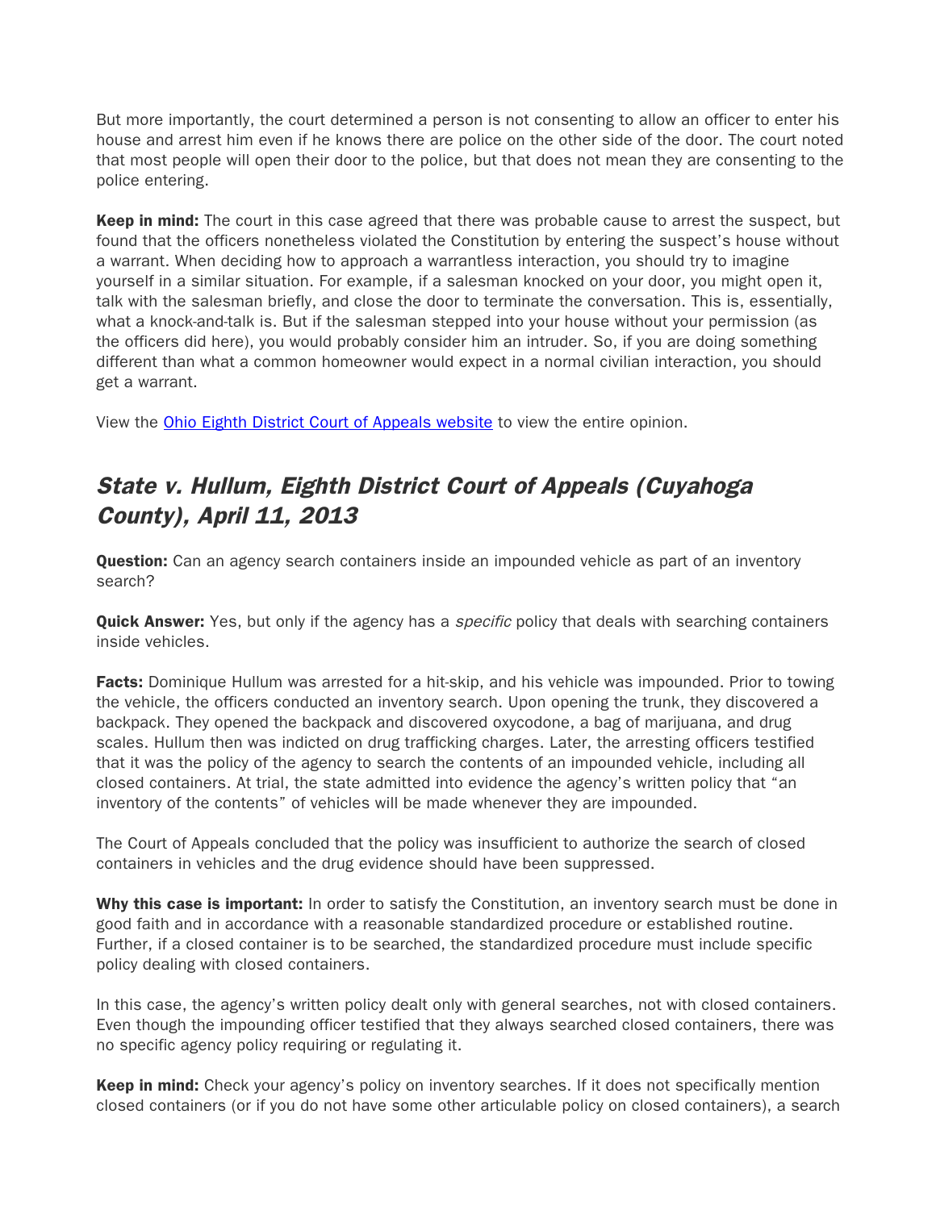But more importantly, the court determined a person is not consenting to allow an officer to enter his house and arrest him even if he knows there are police on the other side of the door. The court noted that most people will open their door to the police, but that does not mean they are consenting to the police entering.

**Keep in mind:** The court in this case agreed that there was probable cause to arrest the suspect, but found that the officers nonetheless violated the Constitution by entering the suspect's house without a warrant. When deciding how to approach a warrantless interaction, you should try to imagine yourself in a similar situation. For example, if a salesman knocked on your door, you might open it, talk with the salesman briefly, and close the door to terminate the conversation. This is, essentially, what a knock-and-talk is. But if the salesman stepped into your house without your permission (as the officers did here), you would probably consider him an intruder. So, if you are doing something different than what a common homeowner would expect in a normal civilian interaction, you should get a warrant.

View the [Ohio Eighth District Court of Appeals website] to view the entire opinion.

## *State v. Hullum, Eighth District Court of Appeals (Cuyahoga County), April 11, 2013*

**Question:** Can an agency search containers inside an impounded vehicle as part of an inventory search?

**Quick Answer:** Yes, but only if the agency has a *specific* policy that deals with searching containers inside vehicles.

**Facts:** Dominique Hullum was arrested for a hit-skip, and his vehicle was impounded. Prior to towing the vehicle, the officers conducted an inventory search. Upon opening the trunk, they discovered a backpack. They opened the backpack and discovered oxycodone, a bag of marijuana, and drug scales. Hullum then was indicted on drug trafficking charges. Later, the arresting officers testified that it was the policy of the agency to search the contents of an impounded vehicle, including all closed containers. At trial, the state admitted into evidence the agency's written policy that "an inventory of the contents" of vehicles will be made whenever they are impounded.

The Court of Appeals concluded that the policy was insufficient to authorize the search of closed containers in vehicles and the drug evidence should have been suppressed.

**Why this case is important:** In order to satisfy the Constitution, an inventory search must be done in good faith and in accordance with a reasonable standardized procedure or established routine. Further, if a closed container is to be searched, the standardized procedure must include specific policy dealing with closed containers.

In this case, the agency's written policy dealt only with general searches, not with closed containers. Even though the impounding officer testified that they always searched closed containers, there was no specific agency policy requiring or regulating it.

**Keep in mind:** Check your agency's policy on inventory searches. If it does not specifically mention closed containers (or if you do not have some other articulable policy on closed containers), a search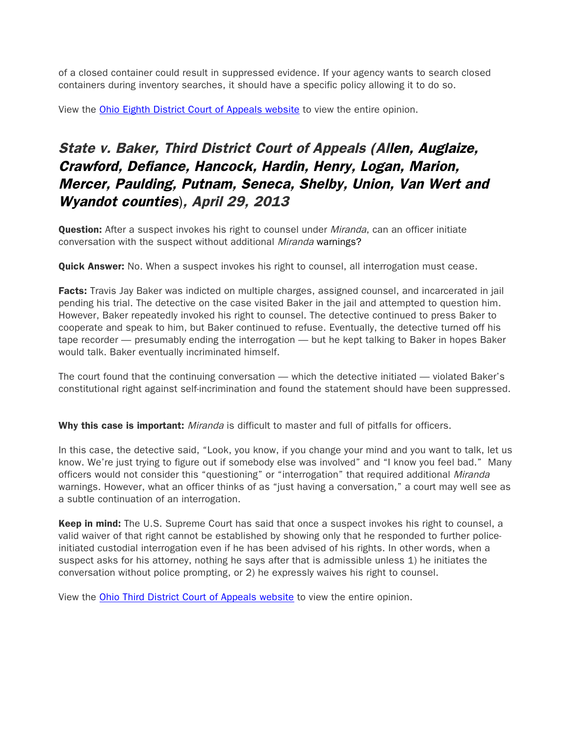of a closed container could result in suppressed evidence. If your agency wants to search closed containers during inventory searches, it should have a specific policy allowing it to do so.

View the [Ohio Eighth District Court of Appeals website] to view the entire opinion.

## *State v. Baker, Third District Court of Appeals (Allen, Auglaize, Crawford, Defiance, Hancock, Hardin, Henry, Logan, Marion, Mercer, Paulding, Putnam, Seneca, Shelby, Union, Van Wert and Wyandot counties), April 29, 2013*

**Question:** After a suspect invokes his right to counsel under *Miranda*, can an officer initiate conversation with the suspect without additional *Miranda* warnings?

**Quick Answer:** No. When a suspect invokes his right to counsel, all interrogation must cease.

**Facts:** Travis Jay Baker was indicted on multiple charges, assigned counsel, and incarcerated in jail pending his trial. The detective on the case visited Baker in the jail and attempted to question him. However, Baker repeatedly invoked his right to counsel. The detective continued to press Baker to cooperate and speak to him, but Baker continued to refuse. Eventually, the detective turned off his tape recorder — presumably ending the interrogation — but he kept talking to Baker in hopes Baker would talk. Baker eventually incriminated himself.

The court found that the continuing conversation — which the detective initiated — violated Baker's constitutional right against self-incrimination and found the statement should have been suppressed.

**Why this case is important:** *Miranda* is difficult to master and full of pitfalls for officers.

In this case, the detective said, "Look, you know, if you change your mind and you want to talk, let us know. We're just trying to figure out if somebody else was involved" and "I know you feel bad." Many officers would not consider this "questioning" or "interrogation" that required additional *Miranda* warnings. However, what an officer thinks of as "just having a conversation," a court may well see as a subtle continuation of an interrogation.

**Keep in mind:** The U.S. Supreme Court has said that once a suspect invokes his right to counsel, a valid waiver of that right cannot be established by showing only that he responded to further police-initiated custodial interrogation even if he has been advised of his rights. In other words, when a suspect asks for his attorney, nothing he says after that is admissible unless 1) he initiates the conversation without police prompting, or 2) he expressly waives his right to counsel.

View the [Ohio Third District Court of Appeals website] to view the entire opinion.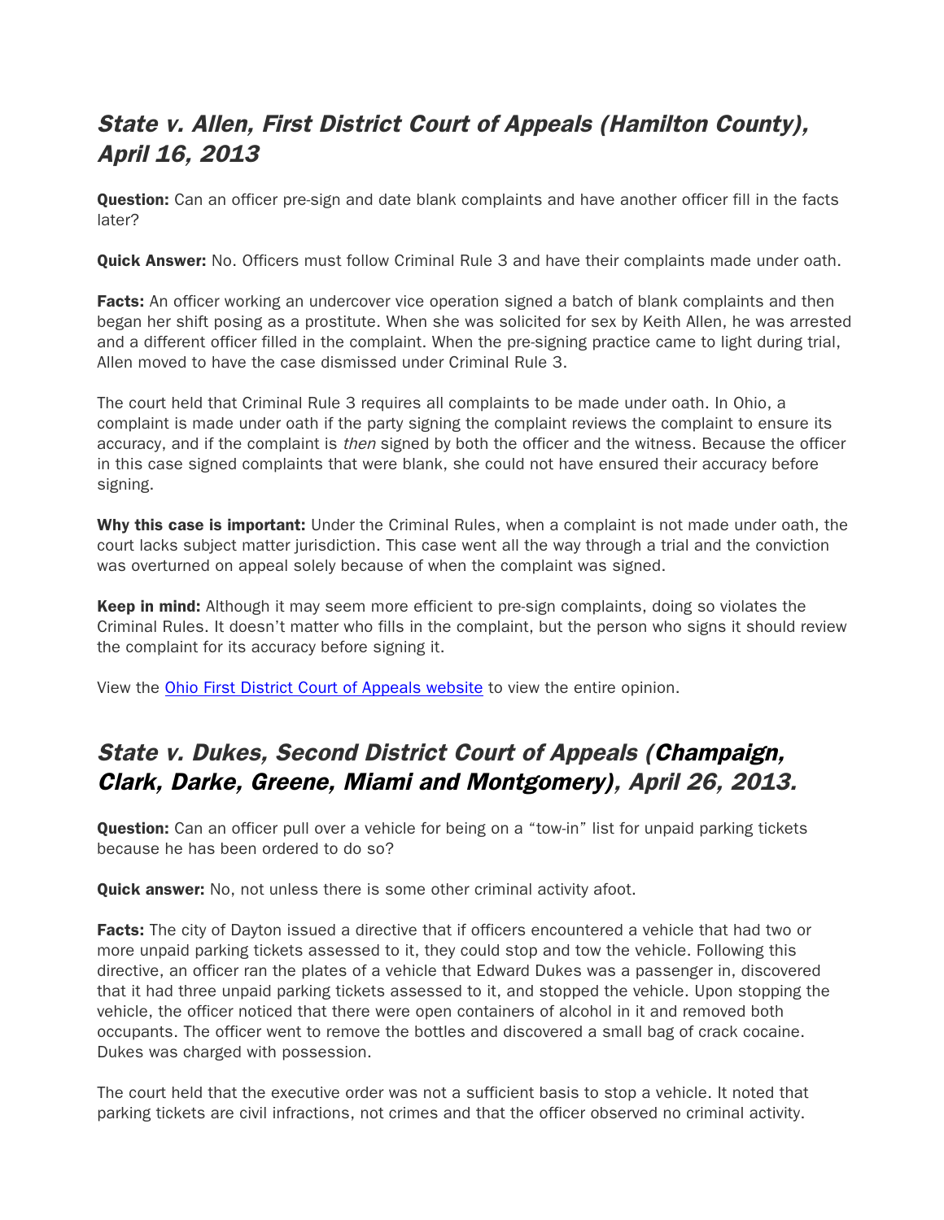## *State v. Allen, First District Court of Appeals (Hamilton County), April 16, 2013*

**Question:** Can an officer pre-sign and date blank complaints and have another officer fill in the facts later?

**Quick Answer:** No. Officers must follow Criminal Rule 3 and have their complaints made under oath.

**Facts:** An officer working an undercover vice operation signed a batch of blank complaints and then began her shift posing as a prostitute. When she was solicited for sex by Keith Allen, he was arrested and a different officer filled in the complaint. When the pre-signing practice came to light during trial, Allen moved to have the case dismissed under Criminal Rule 3.

The court held that Criminal Rule 3 requires all complaints to be made under oath. In Ohio, a complaint is made under oath if the party signing the complaint reviews the complaint to ensure its accuracy, and if the complaint is *then* signed by both the officer and the witness. Because the officer in this case signed complaints that were blank, she could not have ensured their accuracy before signing.

**Why this case is important:** Under the Criminal Rules, when a complaint is not made under oath, the court lacks subject matter jurisdiction. This case went all the way through a trial and the conviction was overturned on appeal solely because of when the complaint was signed.

**Keep in mind:** Although it may seem more efficient to pre-sign complaints, doing so violates the Criminal Rules. It doesn't matter who fills in the complaint, but the person who signs it should review the complaint for its accuracy before signing it.

View the [Ohio First District Court of Appeals website]() to view the entire opinion.

## *State v. Dukes, Second District Court of Appeals (**Champaign, Clark, Darke, Greene, Miami and Montgomery**), April 26, 2013.*

**Question:** Can an officer pull over a vehicle for being on a "tow-in" list for unpaid parking tickets because he has been ordered to do so?

**Quick answer:** No, not unless there is some other criminal activity afoot.

**Facts:** The city of Dayton issued a directive that if officers encountered a vehicle that had two or more unpaid parking tickets assessed to it, they could stop and tow the vehicle. Following this directive, an officer ran the plates of a vehicle that Edward Dukes was a passenger in, discovered that it had three unpaid parking tickets assessed to it, and stopped the vehicle. Upon stopping the vehicle, the officer noticed that there were open containers of alcohol in it and removed both occupants. The officer went to remove the bottles and discovered a small bag of crack cocaine. Dukes was charged with possession.

The court held that the executive order was not a sufficient basis to stop a vehicle. It noted that parking tickets are civil infractions, not crimes and that the officer observed no criminal activity.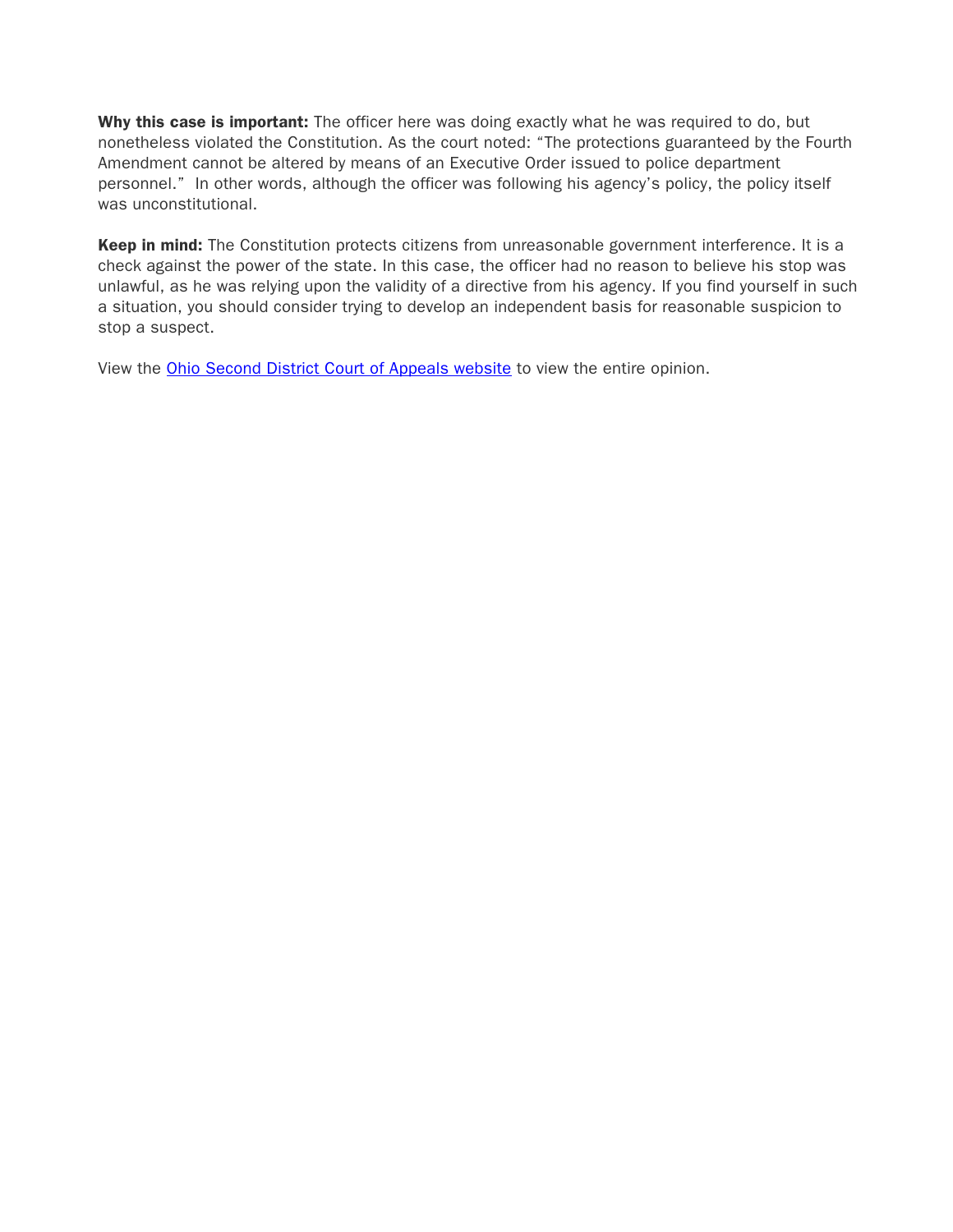**Why this case is important:** The officer here was doing exactly what he was required to do, but nonetheless violated the Constitution. As the court noted: "The protections guaranteed by the Fourth Amendment cannot be altered by means of an Executive Order issued to police department personnel." In other words, although the officer was following his agency's policy, the policy itself was unconstitutional.

**Keep in mind:** The Constitution protects citizens from unreasonable government interference. It is a check against the power of the state. In this case, the officer had no reason to believe his stop was unlawful, as he was relying upon the validity of a directive from his agency. If you find yourself in such a situation, you should consider trying to develop an independent basis for reasonable suspicion to stop a suspect.

View the Ohio Second District Court of Appeals website to view the entire opinion.